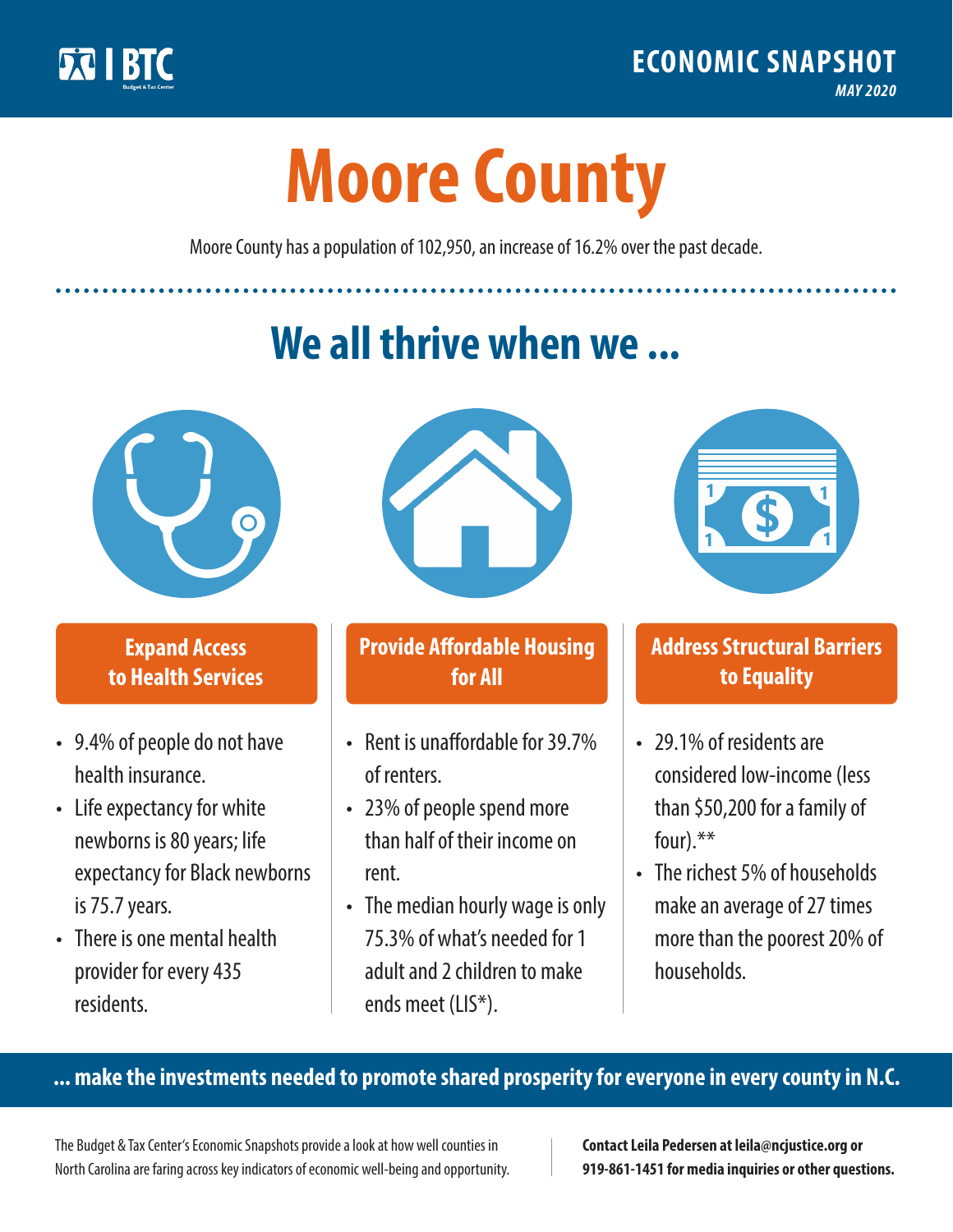ECONOMIC SNAPSHOT

*MAY 2020*

# Moore County

Moore County has a population of 102,950, an increase of 16.2% over the past decade.

## We all thrive when we ...

### Expand Access to Health Services

- 9.4% of people do not have health insurance.
- Life expectancy for white newborns is 80 years; life expectancy for Black newborns is 75.7 years.
- There is one mental health provider for every 435 residents.

### Provide Affordable Housing for All

- Rent is unaffordable for 39.7% of renters.
- 23% of people spend more than half of their income on rent.
- The median hourly wage is only 75.3% of what's needed for 1 adult and 2 children to make ends meet (LIS*).

### Address Structural Barriers to Equality

- 29.1% of residents are considered low-income (less than $50,200 for a family of four).**
- The richest 5% of households make an average of 27 times more than the poorest 20% of households.

**... make the investments needed to promote shared prosperity for everyone in every county in N.C.**

The Budget & Tax Center's Economic Snapshots provide a look at how well counties in North Carolina are faring across key indicators of economic well-being and opportunity.

**Contact Leila Pedersen at leila@ncjustice.org or 919-861-1451 for media inquiries or other questions.**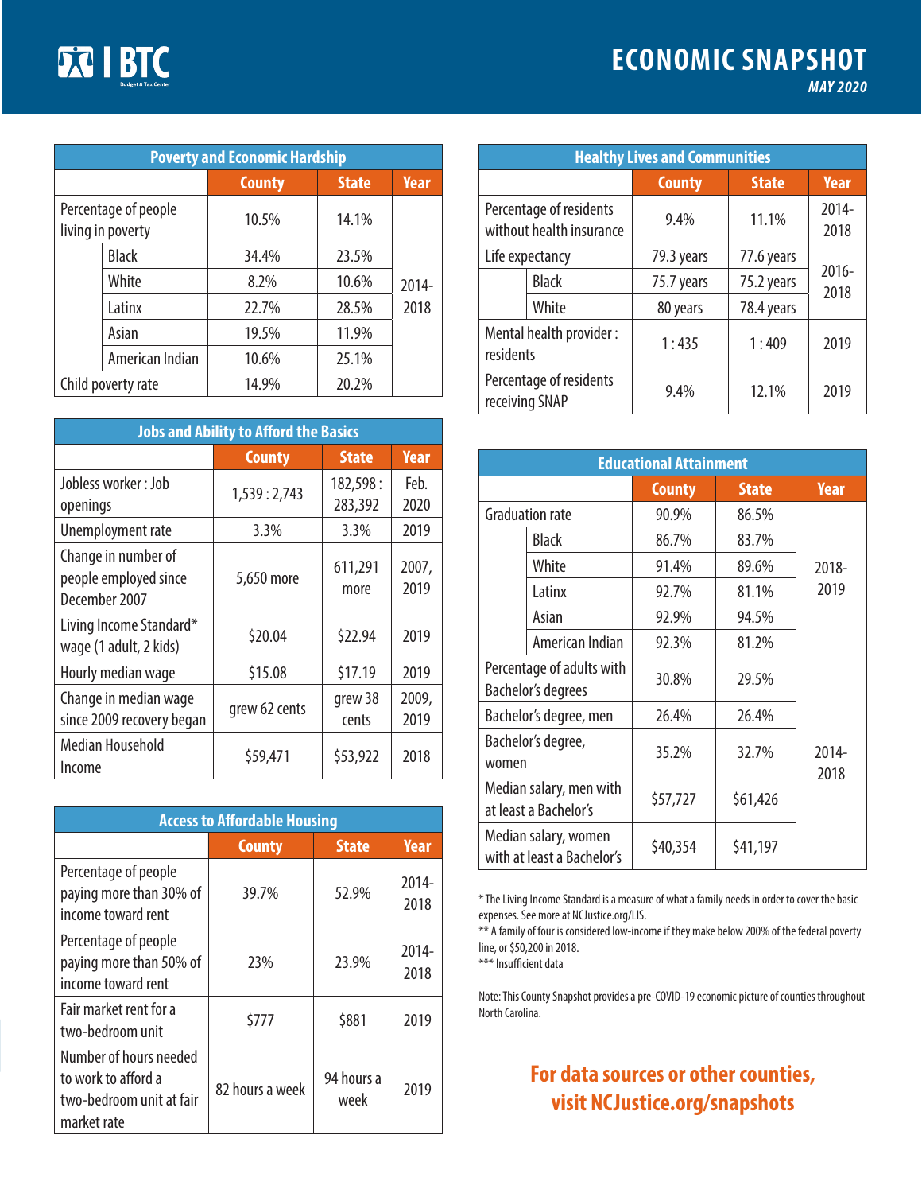BTC

# ECONOMIC SNAPSHOT

*MAY 2020*

## Poverty and Economic Hardship

| | | County | State | Year |
|---|---|---|---|---|
| Percentage of people living in poverty | | 10.5% | 14.1% | 2014-2018 |
| | Black | 34.4% | 23.5% | |
| | White | 8.2% | 10.6% | |
| | Latinx | 22.7% | 28.5% | |
| | Asian | 19.5% | 11.9% | |
| | American Indian | 10.6% | 25.1% | |
| Child poverty rate | | 14.9% | 20.2% | |

## Jobs and Ability to Afford the Basics

| | County | State | Year |
|---|---|---|---|
| Jobless worker : Job openings | 1,539 : 2,743 | 182,598 : 283,392 | Feb. 2020 |
| Unemployment rate | 3.3% | 3.3% | 2019 |
| Change in number of people employed since December 2007 | 5,650 more | 611,291 more | 2007, 2019 |
| Living Income Standard* wage (1 adult, 2 kids) | $20.04 | $22.94 | 2019 |
| Hourly median wage | $15.08 | $17.19 | 2019 |
| Change in median wage since 2009 recovery began | grew 62 cents | grew 38 cents | 2009, 2019 |
| Median Household Income | $59,471 | $53,922 | 2018 |

## Access to Affordable Housing

| | County | State | Year |
|---|---|---|---|
| Percentage of people paying more than 30% of income toward rent | 39.7% | 52.9% | 2014-2018 |
| Percentage of people paying more than 50% of income toward rent | 23% | 23.9% | 2014-2018 |
| Fair market rent for a two-bedroom unit | $777 | $881 | 2019 |
| Number of hours needed to work to afford a two-bedroom unit at fair market rate | 82 hours a week | 94 hours a week | 2019 |

## Healthy Lives and Communities

| | | County | State | Year |
|---|---|---|---|---|
| Percentage of residents without health insurance | | 9.4% | 11.1% | 2014-2018 |
| Life expectancy | | 79.3 years | 77.6 years | 2016-2018 |
| | Black | 75.7 years | 75.2 years | |
| | White | 80 years | 78.4 years | |
| Mental health provider : residents | | 1 : 435 | 1 : 409 | 2019 |
| Percentage of residents receiving SNAP | | 9.4% | 12.1% | 2019 |

## Educational Attainment

| | | County | State | Year |
|---|---|---|---|---|
| Graduation rate | | 90.9% | 86.5% | 2018-2019 |
| | Black | 86.7% | 83.7% | |
| | White | 91.4% | 89.6% | |
| | Latinx | 92.7% | 81.1% | |
| | Asian | 92.9% | 94.5% | |
| | American Indian | 92.3% | 81.2% | |
| Percentage of adults with Bachelor's degrees | | 30.8% | 29.5% | 2014-2018 |
| Bachelor's degree, men | | 26.4% | 26.4% | |
| Bachelor's degree, women | | 35.2% | 32.7% | |
| Median salary, men with at least a Bachelor's | | $57,727 | $61,426 | |
| Median salary, women with at least a Bachelor's | | $40,354 | $41,197 | |

* The Living Income Standard is a measure of what a family needs in order to cover the basic expenses. See more at NCJustice.org/LIS.

** A family of four is considered low-income if they make below 200% of the federal poverty line, or $50,200 in 2018.

*** Insufficient data

Note: This County Snapshot provides a pre-COVID-19 economic picture of counties throughout North Carolina.

**For data sources or other counties, visit NCJustice.org/snapshots**